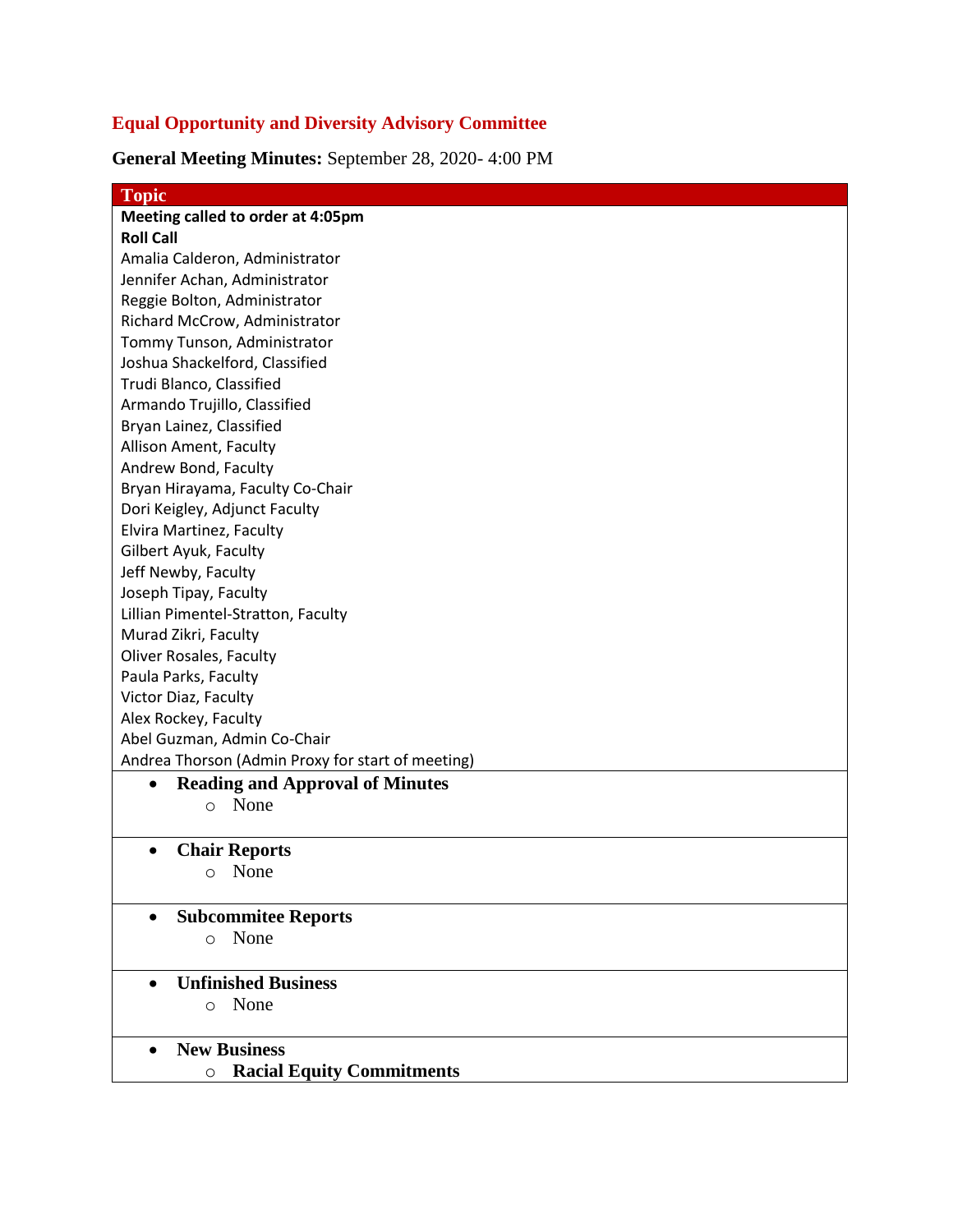# Equal Opportunity and Diversity Advisory Committee

**General Meeting Minutes:** September 28, 2020- 4:00 PM

| Topic |
| --- |
| **Meeting called to order at 4:05pm**<br>**Roll Call**<br>Amalia Calderon, Administrator<br>Jennifer Achan, Administrator<br>Reggie Bolton, Administrator<br>Richard McCrow, Administrator<br>Tommy Tunson, Administrator<br>Joshua Shackelford, Classified<br>Trudi Blanco, Classified<br>Armando Trujillo, Classified<br>Bryan Lainez, Classified<br>Allison Ament, Faculty<br>Andrew Bond, Faculty<br>Bryan Hirayama, Faculty Co-Chair<br>Dori Keigley, Adjunct Faculty<br>Elvira Martinez, Faculty<br>Gilbert Ayuk, Faculty<br>Jeff Newby, Faculty<br>Joseph Tipay, Faculty<br>Lillian Pimentel-Stratton, Faculty<br>Murad Zikri, Faculty<br>Oliver Rosales, Faculty<br>Paula Parks, Faculty<br>Victor Diaz, Faculty<br>Alex Rockey, Faculty<br>Abel Guzman, Admin Co-Chair<br>Andrea Thorson (Admin Proxy for start of meeting) |
| • **Reading and Approval of Minutes**<br>&nbsp;&nbsp;&nbsp;&nbsp;○ None |
| • **Chair Reports**<br>&nbsp;&nbsp;&nbsp;&nbsp;○ None |
| • **Subcommitee Reports**<br>&nbsp;&nbsp;&nbsp;&nbsp;○ None |
| • **Unfinished Business**<br>&nbsp;&nbsp;&nbsp;&nbsp;○ None |
| • **New Business**<br>&nbsp;&nbsp;&nbsp;&nbsp;○ **Racial Equity Commitments** |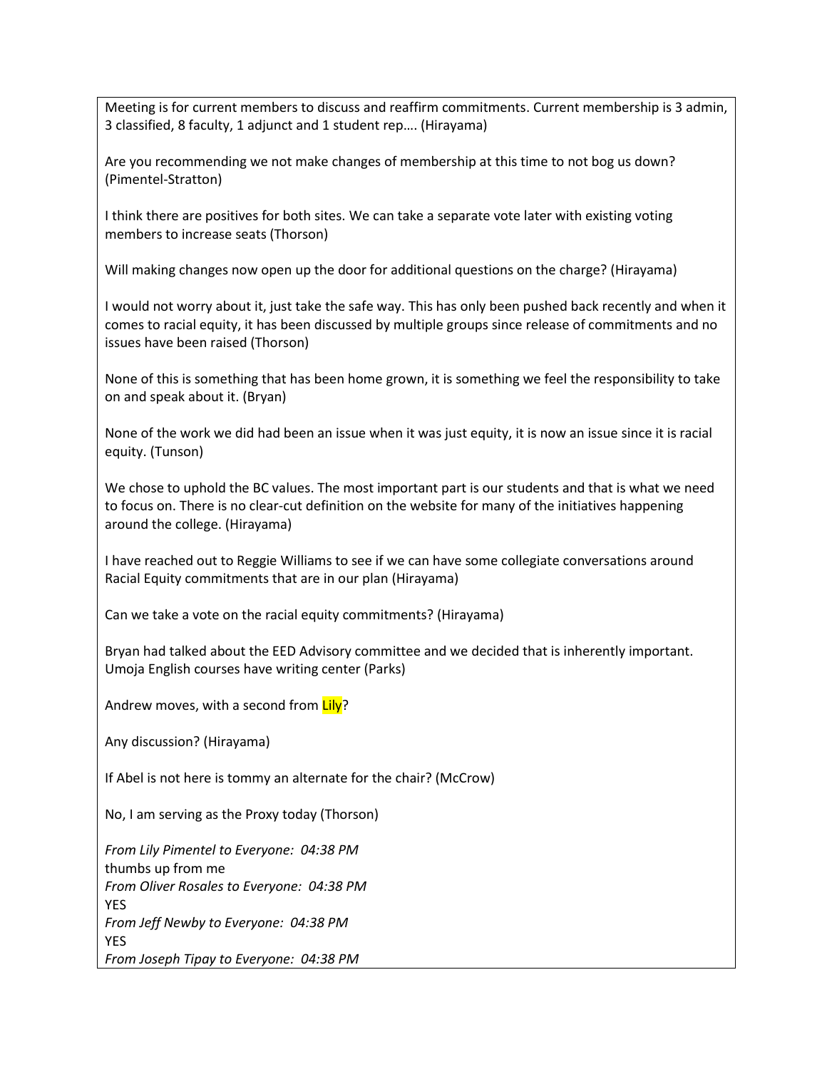Meeting is for current members to discuss and reaffirm commitments. Current membership is 3 admin, 3 classified, 8 faculty, 1 adjunct and 1 student rep…. (Hirayama)

Are you recommending we not make changes of membership at this time to not bog us down? (Pimentel-Stratton)

I think there are positives for both sites. We can take a separate vote later with existing voting members to increase seats (Thorson)

Will making changes now open up the door for additional questions on the charge? (Hirayama)

I would not worry about it, just take the safe way. This has only been pushed back recently and when it comes to racial equity, it has been discussed by multiple groups since release of commitments and no issues have been raised (Thorson)

None of this is something that has been home grown, it is something we feel the responsibility to take on and speak about it. (Bryan)

None of the work we did had been an issue when it was just equity, it is now an issue since it is racial equity. (Tunson)

We chose to uphold the BC values. The most important part is our students and that is what we need to focus on. There is no clear-cut definition on the website for many of the initiatives happening around the college. (Hirayama)

I have reached out to Reggie Williams to see if we can have some collegiate conversations around Racial Equity commitments that are in our plan (Hirayama)

Can we take a vote on the racial equity commitments? (Hirayama)

Bryan had talked about the EED Advisory committee and we decided that is inherently important. Umoja English courses have writing center (Parks)

Andrew moves, with a second from Lily?

Any discussion? (Hirayama)

If Abel is not here is tommy an alternate for the chair? (McCrow)

No, I am serving as the Proxy today (Thorson)

*From Lily Pimentel to Everyone: 04:38 PM*
thumbs up from me
*From Oliver Rosales to Everyone: 04:38 PM*
YES
*From Jeff Newby to Everyone: 04:38 PM*
YES
*From Joseph Tipay to Everyone: 04:38 PM*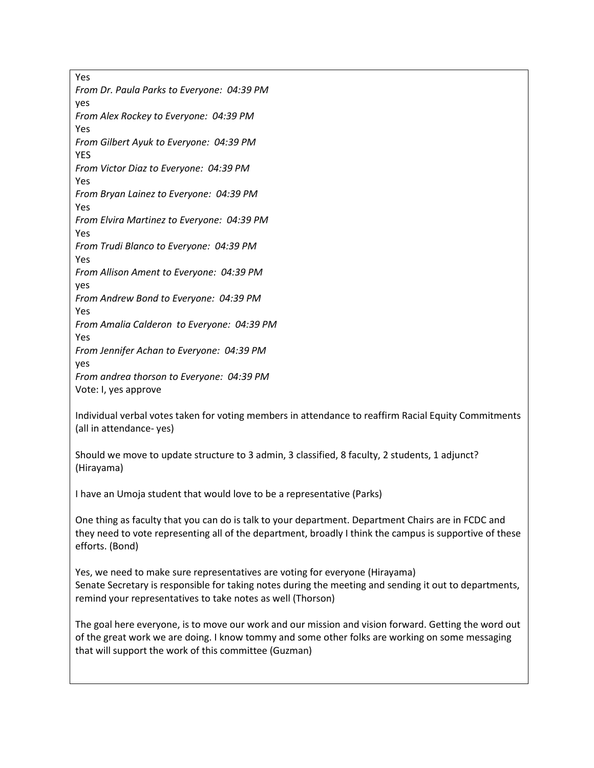Yes

*From Dr. Paula Parks to Everyone:  04:39 PM*

yes

*From Alex Rockey to Everyone:  04:39 PM*

Yes

*From Gilbert Ayuk to Everyone:  04:39 PM*

YES

*From Victor Diaz to Everyone:  04:39 PM*

Yes

*From Bryan Lainez to Everyone:  04:39 PM*

Yes

*From Elvira Martinez to Everyone:  04:39 PM*

Yes

*From Trudi Blanco to Everyone:  04:39 PM*

Yes

*From Allison Ament to Everyone:  04:39 PM*

yes

*From Andrew Bond to Everyone:  04:39 PM*

Yes

*From Amalia Calderon  to Everyone:  04:39 PM*

Yes

*From Jennifer Achan to Everyone:  04:39 PM*

yes

*From andrea thorson to Everyone:  04:39 PM*

Vote: I, yes approve

Individual verbal votes taken for voting members in attendance to reaffirm Racial Equity Commitments (all in attendance- yes)

Should we move to update structure to 3 admin, 3 classified, 8 faculty, 2 students, 1 adjunct? (Hirayama)

I have an Umoja student that would love to be a representative (Parks)

One thing as faculty that you can do is talk to your department. Department Chairs are in FCDC and they need to vote representing all of the department, broadly I think the campus is supportive of these efforts. (Bond)

Yes, we need to make sure representatives are voting for everyone (Hirayama)
Senate Secretary is responsible for taking notes during the meeting and sending it out to departments, remind your representatives to take notes as well (Thorson)

The goal here everyone, is to move our work and our mission and vision forward. Getting the word out of the great work we are doing. I know tommy and some other folks are working on some messaging that will support the work of this committee (Guzman)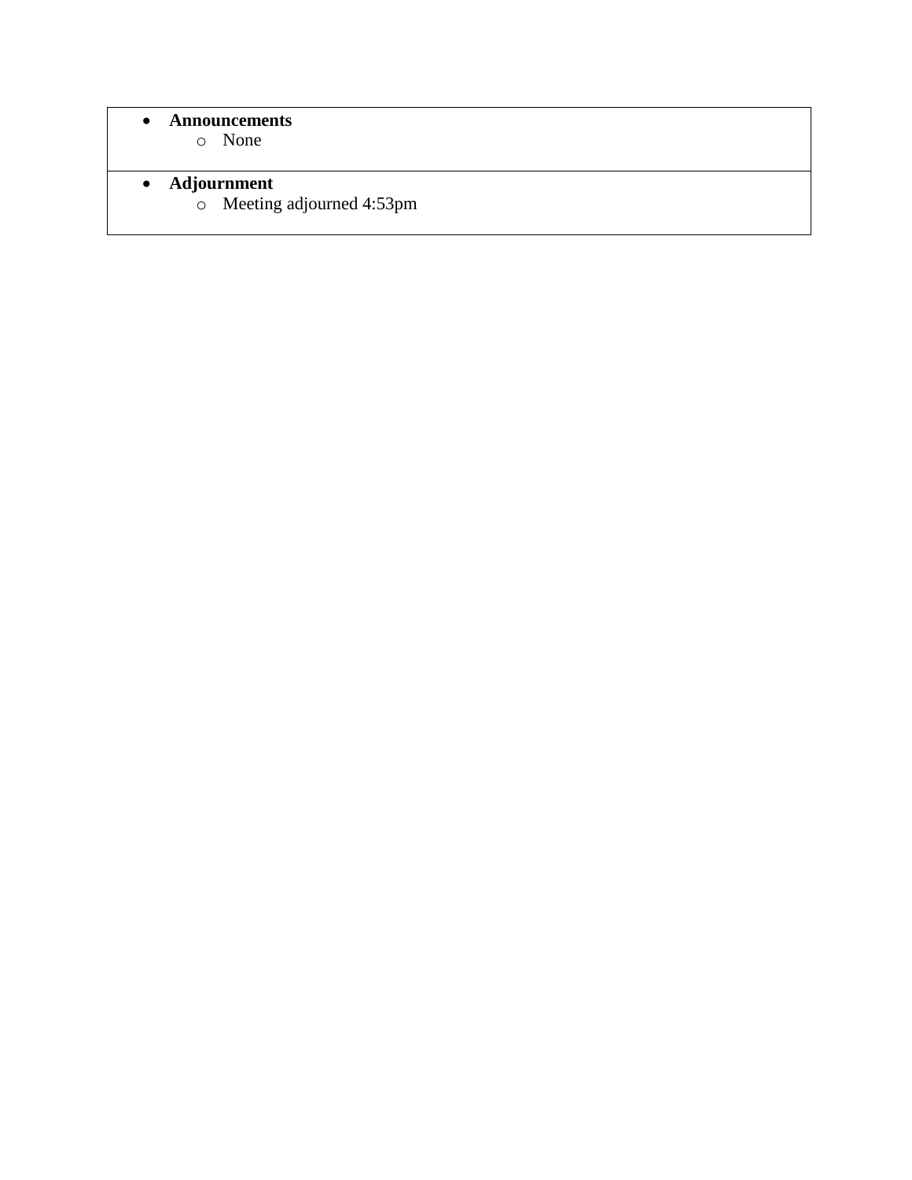- **Announcements**
  - None

- **Adjournment**
  - Meeting adjourned 4:53pm